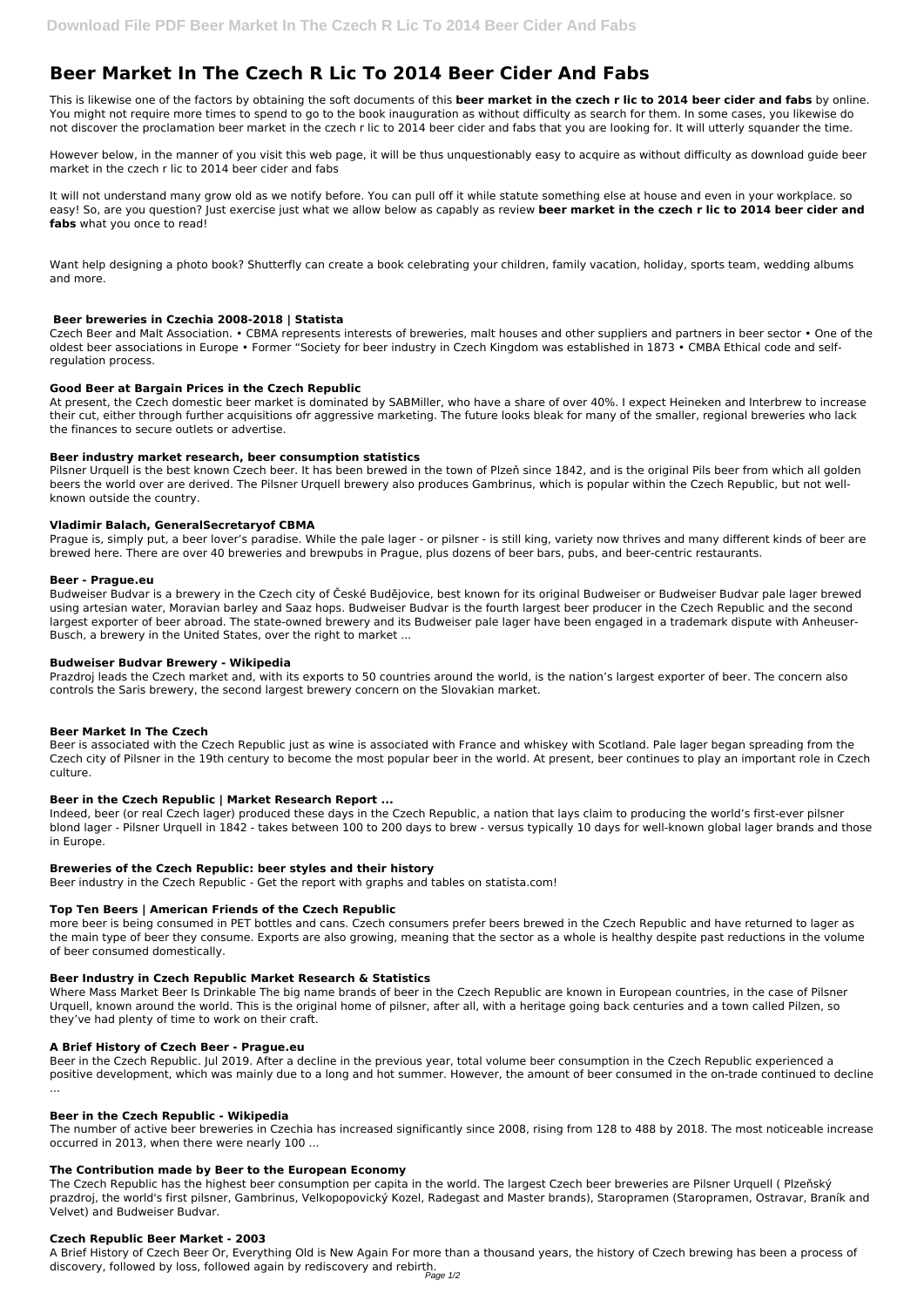# Beer Market In The Czech R Lic To 2014 Beer Cider And Fabs

This is likewise one of the factors by obtaining the soft documents of this **beer market in the czech r lic to 2014 beer cider and fabs** by online. You might not require more times to spend to go to the book inauguration as without difficulty as search for them. In some cases, you likewise do not discover the proclamation beer market in the czech r lic to 2014 beer cider and fabs that you are looking for. It will utterly squander the time.

However below, in the manner of you visit this web page, it will be thus unquestionably easy to acquire as without difficulty as download guide beer market in the czech r lic to 2014 beer cider and fabs

It will not understand many grow old as we notify before. You can pull off it while statute something else at house and even in your workplace. so easy! So, are you question? Just exercise just what we allow below as capably as review **beer market in the czech r lic to 2014 beer cider and fabs** what you once to read!

Want help designing a photo book? Shutterfly can create a book celebrating your children, family vacation, holiday, sports team, wedding albums and more.

### Beer breweries in Czechia 2008-2018 | Statista

Czech Beer and Malt Association. • CBMA represents interests of breweries, malt houses and other suppliers and partners in beer sector • One of the oldest beer associations in Europe • Former "Society for beer industry in Czech Kingdom was established in 1873 • CMBA Ethical code and self-regulation process.

### Good Beer at Bargain Prices in the Czech Republic

At present, the Czech domestic beer market is dominated by SABMiller, who have a share of over 40%. I expect Heineken and Interbrew to increase their cut, either through further acquisitions ofr aggressive marketing. The future looks bleak for many of the smaller, regional breweries who lack the finances to secure outlets or advertise.

### Beer industry market research, beer consumption statistics

Pilsner Urquell is the best known Czech beer. It has been brewed in the town of Plzeň since 1842, and is the original Pils beer from which all golden beers the world over are derived. The Pilsner Urquell brewery also produces Gambrinus, which is popular within the Czech Republic, but not well-known outside the country.

### Vladimir Balach, GeneralSecretaryof CBMA

Prague is, simply put, a beer lover's paradise. While the pale lager - or pilsner - is still king, variety now thrives and many different kinds of beer are brewed here. There are over 40 breweries and brewpubs in Prague, plus dozens of beer bars, pubs, and beer-centric restaurants.

### Beer - Prague.eu

Budweiser Budvar is a brewery in the Czech city of České Budějovice, best known for its original Budweiser or Budweiser Budvar pale lager brewed using artesian water, Moravian barley and Saaz hops. Budweiser Budvar is the fourth largest beer producer in the Czech Republic and the second largest exporter of beer abroad. The state-owned brewery and its Budweiser pale lager have been engaged in a trademark dispute with Anheuser-Busch, a brewery in the United States, over the right to market ...

### Budweiser Budvar Brewery - Wikipedia

Prazdroj leads the Czech market and, with its exports to 50 countries around the world, is the nation's largest exporter of beer. The concern also controls the Saris brewery, the second largest brewery concern on the Slovakian market.

### Beer Market In The Czech

Beer is associated with the Czech Republic just as wine is associated with France and whiskey with Scotland. Pale lager began spreading from the Czech city of Pilsner in the 19th century to become the most popular beer in the world. At present, beer continues to play an important role in Czech culture.

### Beer in the Czech Republic | Market Research Report ...

Indeed, beer (or real Czech lager) produced these days in the Czech Republic, a nation that lays claim to producing the world's first-ever pilsner blond lager - Pilsner Urquell in 1842 - takes between 100 to 200 days to brew - versus typically 10 days for well-known global lager brands and those in Europe.

### Breweries of the Czech Republic: beer styles and their history

Beer industry in the Czech Republic - Get the report with graphs and tables on statista.com!

### Top Ten Beers | American Friends of the Czech Republic

more beer is being consumed in PET bottles and cans. Czech consumers prefer beers brewed in the Czech Republic and have returned to lager as the main type of beer they consume. Exports are also growing, meaning that the sector as a whole is healthy despite past reductions in the volume of beer consumed domestically.

### Beer Industry in Czech Republic Market Research & Statistics

Where Mass Market Beer Is Drinkable The big name brands of beer in the Czech Republic are known in European countries, in the case of Pilsner Urquell, known around the world. This is the original home of pilsner, after all, with a heritage going back centuries and a town called Pilzen, so they've had plenty of time to work on their craft.

### A Brief History of Czech Beer - Prague.eu

Beer in the Czech Republic. Jul 2019. After a decline in the previous year, total volume beer consumption in the Czech Republic experienced a positive development, which was mainly due to a long and hot summer. However, the amount of beer consumed in the on-trade continued to decline ...

### Beer in the Czech Republic - Wikipedia

The number of active beer breweries in Czechia has increased significantly since 2008, rising from 128 to 488 by 2018. The most noticeable increase occurred in 2013, when there were nearly 100 ...

### The Contribution made by Beer to the European Economy

The Czech Republic has the highest beer consumption per capita in the world. The largest Czech beer breweries are Pilsner Urquell ( Plzeňský prazdroj, the world's first pilsner, Gambrinus, Velkopopovický Kozel, Radegast and Master brands), Staropramen (Staropramen, Ostravar, Braník and Velvet) and Budweiser Budvar.

### Czech Republic Beer Market - 2003

A Brief History of Czech Beer Or, Everything Old is New Again For more than a thousand years, the history of Czech brewing has been a process of discovery, followed by loss, followed again by rediscovery and rebirth.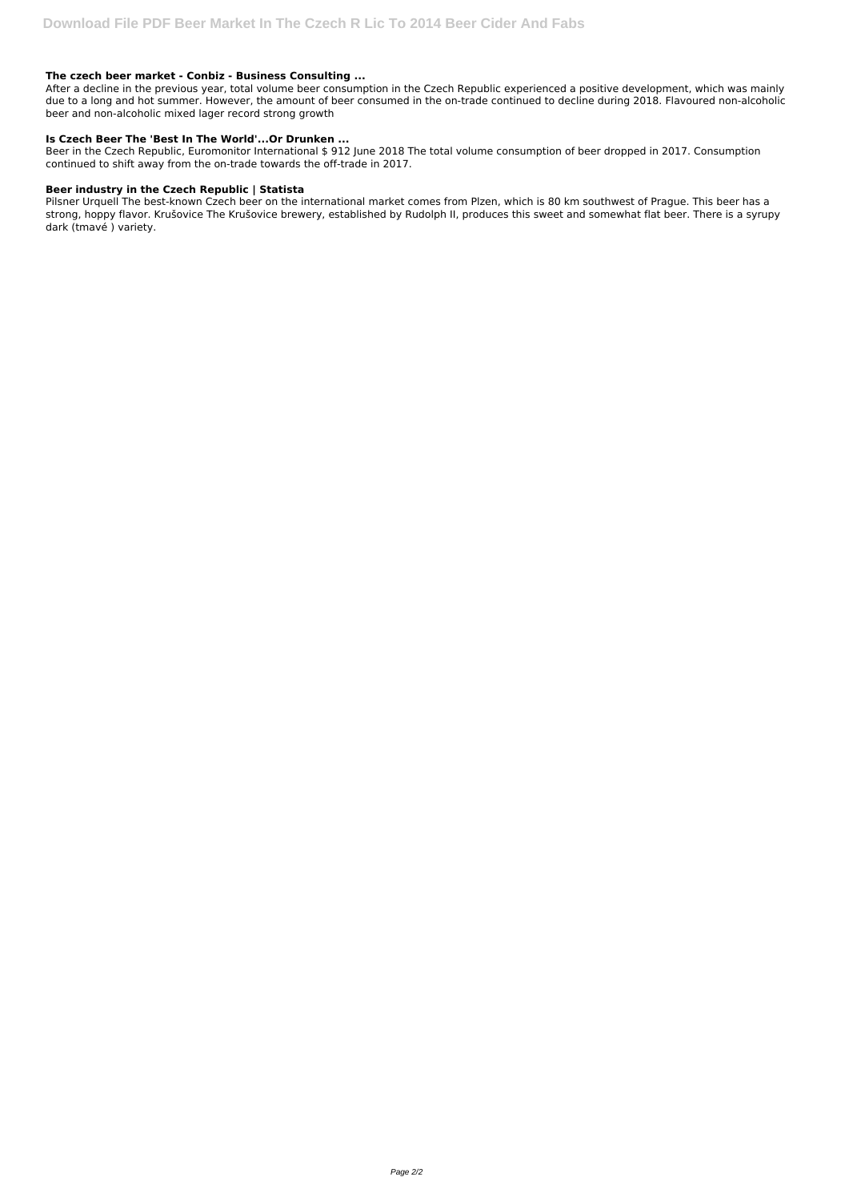### The czech beer market - Conbiz - Business Consulting ...

After a decline in the previous year, total volume beer consumption in the Czech Republic experienced a positive development, which was mainly due to a long and hot summer. However, the amount of beer consumed in the on-trade continued to decline during 2018. Flavoured non-alcoholic beer and non-alcoholic mixed lager record strong growth

### Is Czech Beer The 'Best In The World'...Or Drunken ...

Beer in the Czech Republic, Euromonitor International $ 912 June 2018 The total volume consumption of beer dropped in 2017. Consumption continued to shift away from the on-trade towards the off-trade in 2017.

### Beer industry in the Czech Republic | Statista

Pilsner Urquell The best-known Czech beer on the international market comes from Plzen, which is 80 km southwest of Prague. This beer has a strong, hoppy flavor. Krušovice The Krušovice brewery, established by Rudolph II, produces this sweet and somewhat flat beer. There is a syrupy dark (tmavé ) variety.